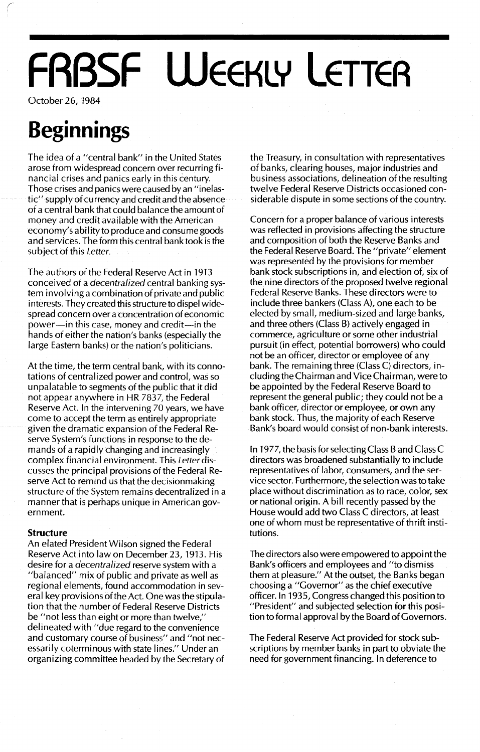# FRBSF Weekly Letter

October 26, 1984

## Beginnings

The idea of a "central bank" in the United States arose from widespread concern over recurring financial crises and panics early in this century. Those crises and panics were caused by an "inelastic" supply of currency and credit and the absence of a central bank that could balance the amount of money and credit available with the American economy's ability to produce and consume goods and services. The form this central bank took is the subject of this *Letter*.

The authors of the Federal Reserve Act in 1913 conceived of a *decentralized* central banking system involving a combination of private and public interests. They created this structure to dispel widespread concern over a concentration of economic power—in this case, money and credit—in the hands of either the nation's banks (especially the large Eastern banks) or the nation's politicians.

At the time, the term central bank, with its connotations of centralized power and control, was so unpalatable to segments of the public that it did not appear anywhere in HR 7837, the Federal Reserve Act. In the intervening 70 years, we have come to accept the term as entirely appropriate given the dramatic expansion of the Federal Reserve System's functions in response to the demands of a rapidly changing and increasingly complex financial environment. This *Letter* discusses the principal provisions of the Federal Reserve Act to remind us that the decisionmaking structure of the System remains decentralized in a manner that is perhaps unique in American government.

### Structure

An elated President Wilson signed the Federal Reserve Act into law on December 23, 1913. His desire for a *decentralized* reserve system with a "balanced" mix of public and private as well as regional elements, found accommodation in several key provisions of the Act. One was the stipulation that the number of Federal Reserve Districts be "not less than eight or more than twelve," delineated with "due regard to the convenience and customary course of business" and "not necessarily coterminous with state lines." Under an organizing committee headed by the Secretary of the Treasury, in consultation with representatives of banks, clearing houses, major industries and business associations, delineation of the resulting twelve Federal Reserve Districts occasioned considerable dispute in some sections of the country.

Concern for a proper balance of various interests was reflected in provisions affecting the structure and composition of both the Reserve Banks and the Federal Reserve Board. The "private" element was represented by the provisions for member bank stock subscriptions in, and election of, six of the nine directors of the proposed twelve regional Federal Reserve Banks. These directors were to include three bankers (Class A), one each to be elected by small, medium-sized and large banks, and three others (Class B) actively engaged in commerce, agriculture or some other industrial pursuit (in effect, potential borrowers) who could not be an officer, director or employee of any bank. The remaining three (Class C) directors, including the Chairman and Vice Chairman, were to be appointed by the Federal Reserve Board to represent the general public; they could not be a bank officer, director or employee, or own any bank stock. Thus, the majority of each Reserve Bank's board would consist of non-bank interests.

In 1977, the basis for selecting Class B and Class C directors was broadened substantially to include representatives of labor, consumers, and the service sector. Furthermore, the selection was to take place without discrimination as to race, color, sex or national origin. A bill recently passed by the House would add two Class C directors, at least one of whom must be representative of thrift institutions.

The directors also were empowered to appoint the Bank's officers and employees and "to dismiss them at pleasure." At the outset, the Banks began choosing a "Governor" as the chief executive officer. In 1935, Congress changed this position to "President" and subjected selection for this position to formal approval by the Board of Governors.

The Federal Reserve Act provided for stock subscriptions by member banks in part to obviate the need for government financing. In deference to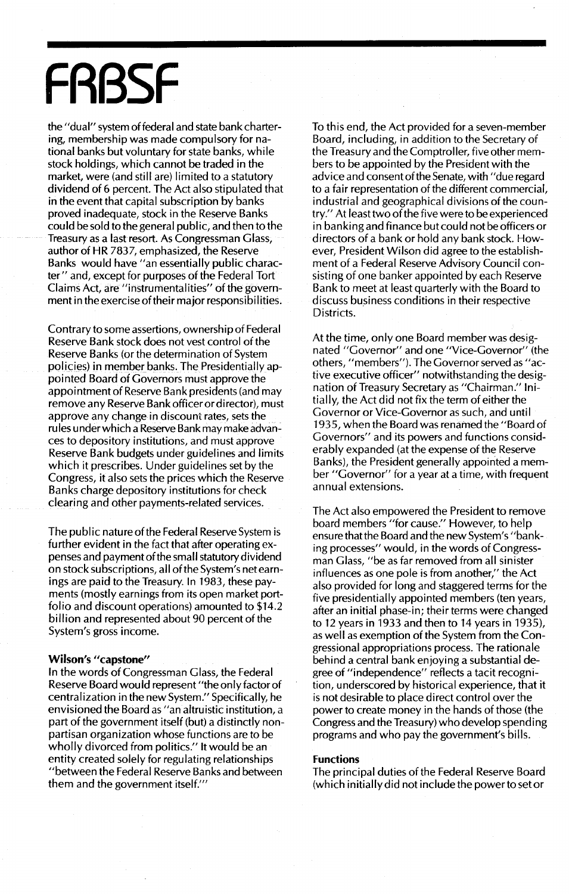the "dual" system of federal and state bank chartering, membership was made compulsory for national banks but voluntary for state banks, while stock holdings, which cannot be traded in the market, were (and still are) limited to a statutory dividend of 6 percent. The Act also stipulated that in the event that capital subscription by banks proved inadequate, stock in the Reserve Banks could be sold to the general public, and then to the Treasury as a last resort. As Congressman Glass, author of HR 7837, emphasized, the Reserve Banks would have "an essentially public character" and, except for purposes of the Federal Tort Claims Act, are "instrumentalities" of the government in the exercise of their major responsibilities.

Contrary to some assertions, ownership of Federal Reserve Bank stock does not vest control of the Reserve Banks (or the determination of System policies) in member banks. The Presidentially appointed Board of Governors must approve the appointment of Reserve Bank presidents (and may remove any Reserve Bank officer or director), must approve any change in discount rates, sets the rules under which a Reserve Bank may make advances to depository institutions, and must approve Reserve Bank budgets under guidelines and limits which it prescribes. Under guidelines set by the Congress, it also sets the prices which the Reserve Banks charge depository institutions for check clearing and other payments-related services.

The public nature of the Federal Reserve System is further evident in the fact that after operating expenses and payment of the small statutory dividend on stock subscriptions, all of the System's net earnings are paid to the Treasury. In 1983, these payments (mostly earnings from its open market portfolio and discount operations) amounted to $14.2 billion and represented about 90 percent of the System's gross income.

### Wilson's "capstone"

In the words of Congressman Glass, the Federal Reserve Board would represent "the only factor of centralization in the new System." Specifically, he envisioned the Board as "an altruistic institution, a part of the government itself (but) a distinctly nonpartisan organization whose functions are to be wholly divorced from politics." It would be an entity created solely for regulating relationships "between the Federal Reserve Banks and between them and the government itself."

To this end, the Act provided for a seven-member Board, including, in addition to the Secretary of the Treasury and the Comptroller, five other members to be appointed by the President with the advice and consent of the Senate, with "due regard to a fair representation of the different commercial, industrial and geographical divisions of the country." At least two of the five were to be experienced in banking and finance but could not be officers or directors of a bank or hold any bank stock. However, President Wilson did agree to the establishment of a Federal Reserve Advisory Council consisting of one banker appointed by each Reserve Bank to meet at least quarterly with the Board to discuss business conditions in their respective Districts.

At the time, only one Board member was designated "Governor" and one "Vice-Governor" (the others, "members"). The Governor served as "active executive officer" notwithstanding the designation of Treasury Secretary as "Chairman." Initially, the Act did not fix the term of either the Governor or Vice-Governor as such, and until 1935, when the Board was renamed the "Board of Governors" and its powers and functions considerably expanded (at the expense of the Reserve Banks), the President generally appointed a member "Governor" for a year at a time, with frequent annual extensions.

The Act also empowered the President to remove board members "for cause." However, to help ensure that the Board and the new System's "banking processes" would, in the words of Congressman Glass, "be as far removed from all sinister influences as one pole is from another," the Act also provided for long and staggered terms for the five presidentially appointed members (ten years, after an initial phase-in; their terms were changed to 12 years in 1933 and then to 14 years in 1935), as well as exemption of the System from the Congressional appropriations process. The rationale behind a central bank enjoying a substantial degree of "independence" reflects a tacit recognition, underscored by historical experience, that it is not desirable to place direct control over the power to create money in the hands of those (the Congress and the Treasury) who develop spending programs and who pay the government's bills.

### Functions

The principal duties of the Federal Reserve Board (which initially did not include the power to set or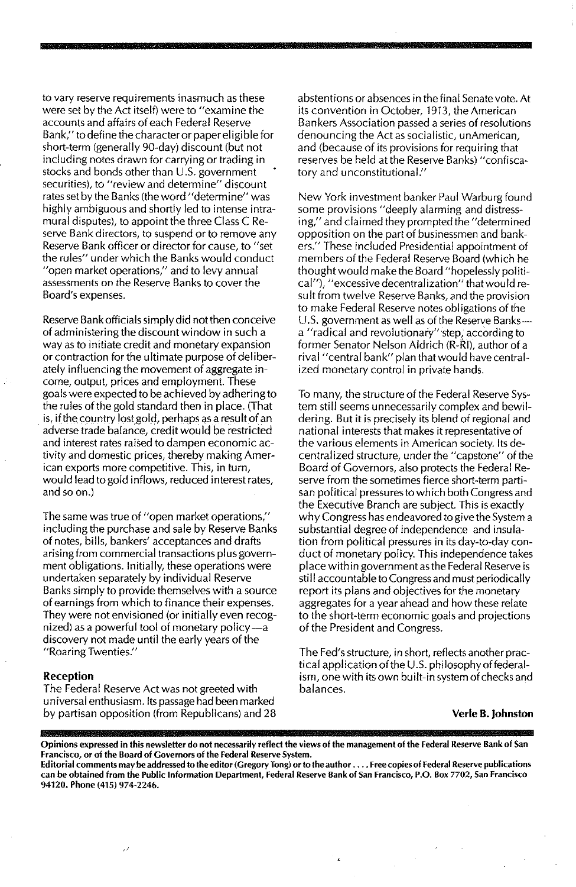to vary reserve requirements inasmuch as these were set by the Act itself) were to "examine the accounts and affairs of each Federal Reserve Bank," to define the character or paper eligible for short-term (generally 90-day) discount (but not including notes drawn for carrying or trading in stocks and bonds other than U.S. government securities), to "review and determine" discount rates set by the Banks (the word "determine" was highly ambiguous and shortly led to intense intramural disputes), to appoint the three Class C Reserve Bank directors, to suspend or to remove any Reserve Bank officer or director for cause, to "set the rules" under which the Banks would conduct "open market operations," and to levy annual assessments on the Reserve Banks to cover the Board's expenses.

Reserve Bank officials simply did not then conceive of administering the discount window in such a way as to initiate credit and monetary expansion or contraction for the ultimate purpose of deliberately influencing the movement of aggregate income, output, prices and employment. These goals were expected to be achieved by adhering to the rules of the gold standard then in place. (That is, if the country lost gold, perhaps as a result of an adverse trade balance, credit would be restricted and interest rates raised to dampen economic activity and domestic prices, thereby making American exports more competitive. This, in turn, would lead to gold inflows, reduced interest rates, and so on.)

The same was true of "open market operations," including the purchase and sale by Reserve Banks of notes, bills, bankers' acceptances and drafts arising from commercial transactions plus government obligations. Initially, these operations were undertaken separately by individual Reserve Banks simply to provide themselves with a source of earnings from which to finance their expenses. They were not envisioned (or initially even recognized) as a powerful tool of monetary policy—a discovery not made until the early years of the "Roaring Twenties."

### Reception

The Federal Reserve Act was not greeted with universal enthusiasm. Its passage had been marked by partisan opposition (from Republicans) and 28 abstentions or absences in the final Senate vote. At its convention in October, 1913, the American Bankers Association passed a series of resolutions denouncing the Act as socialistic, unAmerican, and (because of its provisions for requiring that reserves be held at the Reserve Banks) "confiscatory and unconstitutional."

New York investment banker Paul Warburg found some provisions "deeply alarming and distressing," and claimed they prompted the "determined opposition on the part of businessmen and bankers." These included Presidential appointment of members of the Federal Reserve Board (which he thought would make the Board "hopelessly political"), "excessive decentralization" that would result from twelve Reserve Banks, and the provision to make Federal Reserve notes obligations of the U.S. government as well as of the Reserve Banks—a "radical and revolutionary" step, according to former Senator Nelson Aldrich (R-RI), author of a rival "central bank" plan that would have centralized monetary control in private hands.

To many, the structure of the Federal Reserve System still seems unnecessarily complex and bewildering. But it is precisely its blend of regional and national interests that makes it representative of the various elements in American society. Its decentralized structure, under the "capstone" of the Board of Governors, also protects the Federal Reserve from the sometimes fierce short-term partisan political pressures to which both Congress and the Executive Branch are subject. This is exactly why Congress has endeavored to give the System a substantial degree of independence and insulation from political pressures in its day-to-day conduct of monetary policy. This independence takes place within government as the Federal Reserve is still accountable to Congress and must periodically report its plans and objectives for the monetary aggregates for a year ahead and how these relate to the short-term economic goals and projections of the President and Congress.

The Fed's structure, in short, reflects another practical application of the U.S. philosophy of federalism, one with its own built-in system of checks and balances.

**Verle B. Johnston**

**Opinions expressed in this newsletter do not necessarily reflect the views of the management of the Federal Reserve Bank of San Francisco, or of the Board of Governors of the Federal Reserve System.**

**Editorial comments may be addressed to the editor (Gregory Tong) or to the author . . . . Free copies of Federal Reserve publications can be obtained from the Public Information Department, Federal Reserve Bank of San Francisco, P.O. Box 7702, San Francisco 94120. Phone (415) 974-2246.**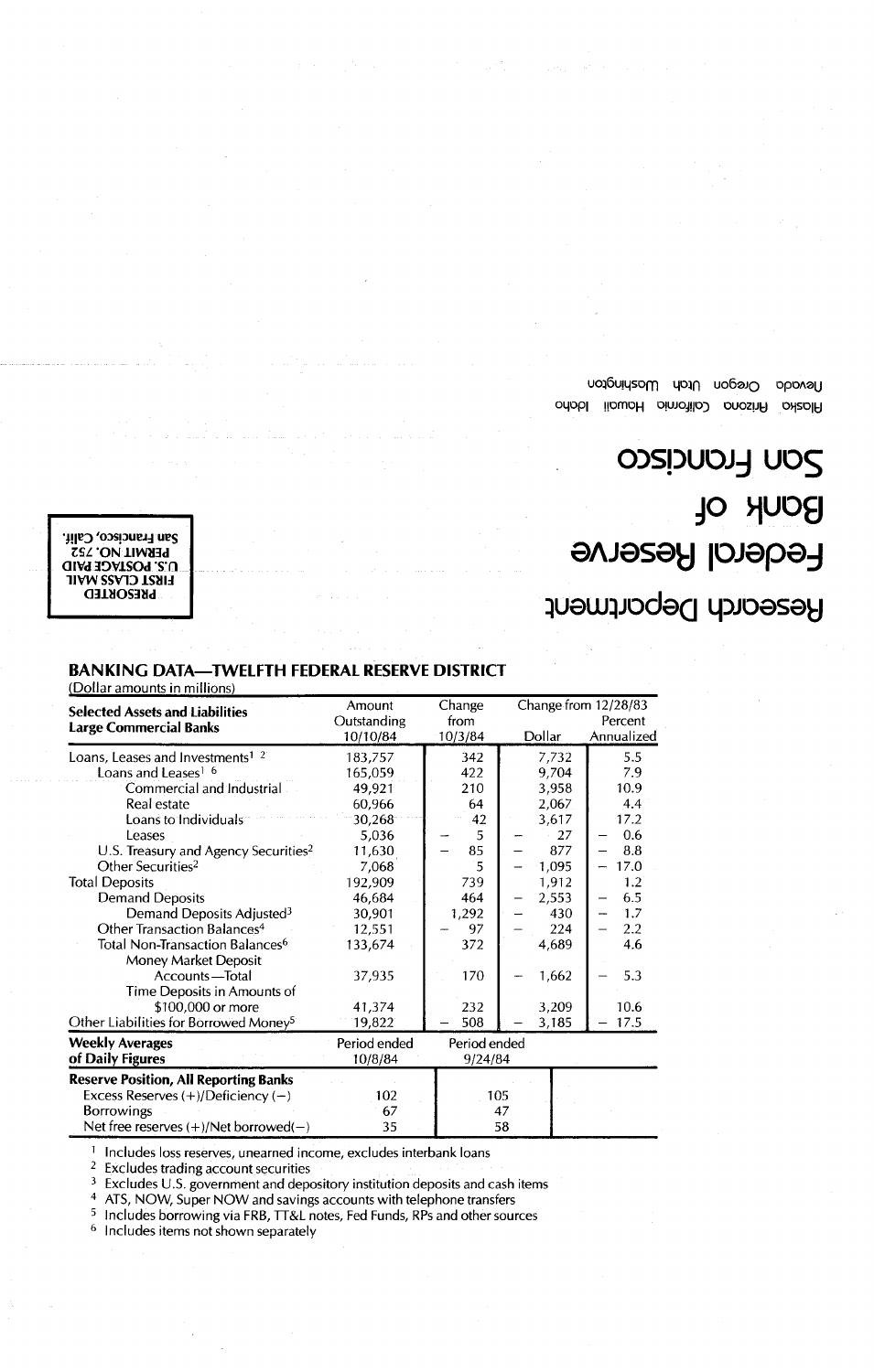Research Department

Federal Reserve Bank of San Francisco

Alaska Arizona California Hawaii Idaho Nevada Oregon Utah Washington

PRESORTED
FIRST CLASS MAIL
U.S. POSTAGE PAID
PERMIT NO. 752
San Francisco, Calif.

## BANKING DATA—TWELFTH FEDERAL RESERVE DISTRICT

(Dollar amounts in millions)

| Selected Assets and Liabilities Large Commercial Banks | Amount Outstanding 10/10/84 | Change from 10/3/84 | Change from 12/28/83 Dollar | Percent Annualized |
|---|---|---|---|---|
| Loans, Leases and Investments[1] [2] | 183,757 | 342 | 7,732 | 5.5 |
| Loans and Leases[1] [6] | 165,059 | 422 | 9,704 | 7.9 |
| Commercial and Industrial | 49,921 | 210 | 3,958 | 10.9 |
| Real estate | 60,966 | 64 | 2,067 | 4.4 |
| Loans to Individuals | 30,268 | 42 | 3,617 | 17.2 |
| Leases | 5,036 | − 5 | − 27 | − 0.6 |
| U.S. Treasury and Agency Securities[2] | 11,630 | − 85 | − 877 | − 8.8 |
| Other Securities[2] | 7,068 | 5 | − 1,095 | − 17.0 |
| Total Deposits | 192,909 | 739 | 1,912 | 1.2 |
| Demand Deposits | 46,684 | 464 | − 2,553 | − 6.5 |
| Demand Deposits Adjusted[3] | 30,901 | 1,292 | − 430 | − 1.7 |
| Other Transaction Balances[4] | 12,551 | − 97 | − 224 | − 2.2 |
| Total Non-Transaction Balances[6] | 133,674 | 372 | 4,689 | 4.6 |
| Money Market Deposit Accounts—Total | 37,935 | 170 | − 1,662 | − 5.3 |
| Time Deposits in Amounts of $100,000 or more | 41,374 | 232 | 3,209 | 10.6 |
| Other Liabilities for Borrowed Money[5] | 19,822 | − 508 | − 3,185 | − 17.5 |
| **Weekly Averages of Daily Figures** | Period ended 10/8/84 | Period ended 9/24/84 | | |
| **Reserve Position, All Reporting Banks** | | | | |
| Excess Reserves (+)/Deficiency (−) | 102 | 105 | | |
| Borrowings | 67 | 47 | | |
| Net free reserves (+)/Net borrowed(−) | 35 | 58 | | |

[1] Includes loss reserves, unearned income, excludes interbank loans
[2] Excludes trading account securities
[3] Excludes U.S. government and depository institution deposits and cash items
[4] ATS, NOW, Super NOW and savings accounts with telephone transfers
[5] Includes borrowing via FRB, TT&L notes, Fed Funds, RPs and other sources
[6] Includes items not shown separately